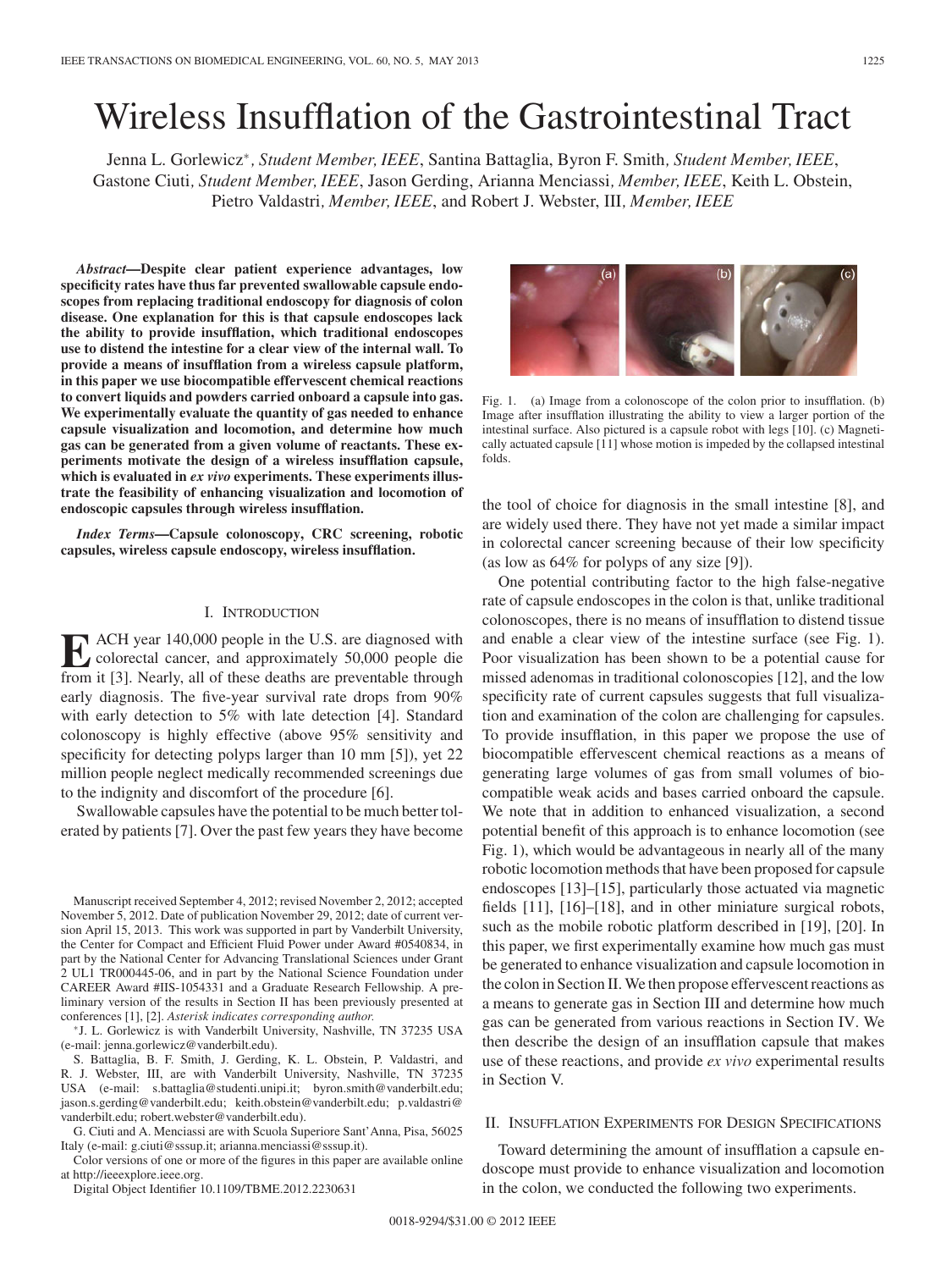# Wireless Insufflation of the Gastrointestinal Tract

Jenna L. Gorlewicz*, *Student Member, IEEE*, Santina Battaglia, Byron F. Smith, *Student Member, IEEE*, Gastone Ciuti, *Student Member, IEEE*, Jason Gerding, Arianna Menciassi, *Member, IEEE*, Keith L. Obstein, Pietro Valdastri, *Member, IEEE*, and Robert J. Webster, III, *Member, IEEE*

***Abstract*—Despite clear patient experience advantages, low specificity rates have thus far prevented swallowable capsule endoscopes from replacing traditional endoscopy for diagnosis of colon disease. One explanation for this is that capsule endoscopes lack the ability to provide insufflation, which traditional endoscopes use to distend the intestine for a clear view of the internal wall. To provide a means of insufflation from a wireless capsule platform, in this paper we use biocompatible effervescent chemical reactions to convert liquids and powders carried onboard a capsule into gas. We experimentally evaluate the quantity of gas needed to enhance capsule visualization and locomotion, and determine how much gas can be generated from a given volume of reactants. These experiments motivate the design of a wireless insufflation capsule, which is evaluated in *ex vivo* experiments. These experiments illustrate the feasibility of enhancing visualization and locomotion of endoscopic capsules through wireless insufflation.**

***Index Terms*—Capsule colonoscopy, CRC screening, robotic capsules, wireless capsule endoscopy, wireless insufflation.**

## I. Introduction

Each year 140,000 people in the U.S. are diagnosed with colorectal cancer, and approximately 50,000 people die from it [3]. Nearly, all of these deaths are preventable through early diagnosis. The five-year survival rate drops from 90% with early detection to 5% with late detection [4]. Standard colonoscopy is highly effective (above 95% sensitivity and specificity for detecting polyps larger than 10 mm [5]), yet 22 million people neglect medically recommended screenings due to the indignity and discomfort of the procedure [6].

Swallowable capsules have the potential to be much better tolerated by patients [7]. Over the past few years they have become the tool of choice for diagnosis in the small intestine [8], and are widely used there. They have not yet made a similar impact in colorectal cancer screening because of their low specificity (as low as 64% for polyps of any size [9]).

Fig. 1. (a) Image from a colonoscope of the colon prior to insufflation. (b) Image after insufflation illustrating the ability to view a larger portion of the intestinal surface. Also pictured is a capsule robot with legs [10]. (c) Magnetically actuated capsule [11] whose motion is impeded by the collapsed intestinal folds.

One potential contributing factor to the high false-negative rate of capsule endoscopes in the colon is that, unlike traditional colonoscopes, there is no means of insufflation to distend tissue and enable a clear view of the intestine surface (see Fig. 1). Poor visualization has been shown to be a potential cause for missed adenomas in traditional colonoscopies [12], and the low specificity rate of current capsules suggests that full visualization and examination of the colon are challenging for capsules. To provide insufflation, in this paper we propose the use of biocompatible effervescent chemical reactions as a means of generating large volumes of gas from small volumes of biocompatible weak acids and bases carried onboard the capsule. We note that in addition to enhanced visualization, a second potential benefit of this approach is to enhance locomotion (see Fig. 1), which would be advantageous in nearly all of the many robotic locomotion methods that have been proposed for capsule endoscopes [13]–[15], particularly those actuated via magnetic fields [11], [16]–[18], and in other miniature surgical robots, such as the mobile robotic platform described in [19], [20]. In this paper, we first experimentally examine how much gas must be generated to enhance visualization and capsule locomotion in the colon in Section II. We then propose effervescent reactions as a means to generate gas in Section III and determine how much gas can be generated from various reactions in Section IV. We then describe the design of an insufflation capsule that makes use of these reactions, and provide *ex vivo* experimental results in Section V.

## II. Insufflation Experiments for Design Specifications

Toward determining the amount of insufflation a capsule endoscope must provide to enhance visualization and locomotion in the colon, we conducted the following two experiments.

Manuscript received September 4, 2012; revised November 2, 2012; accepted November 5, 2012. Date of publication November 29, 2012; date of current version April 15, 2013. This work was supported in part by Vanderbilt University, the Center for Compact and Efficient Fluid Power under Award #0540834, in part by the National Center for Advancing Translational Sciences under Grant 2 UL1 TR000445-06, and in part by the National Science Foundation under CAREER Award #IIS-1054331 and a Graduate Research Fellowship. A preliminary version of the results in Section II has been previously presented at conferences [1], [2]. *Asterisk indicates corresponding author.*

*J. L. Gorlewicz is with Vanderbilt University, Nashville, TN 37235 USA (e-mail: jenna.gorlewicz@vanderbilt.edu).

S. Battaglia, B. F. Smith, J. Gerding, K. L. Obstein, P. Valdastri, and R. J. Webster, III, are with Vanderbilt University, Nashville, TN 37235 USA (e-mail: s.battaglia@studenti.unipi.it; byron.smith@vanderbilt.edu; jason.s.gerding@vanderbilt.edu; keith.obstein@vanderbilt.edu; p.valdastri@vanderbilt.edu; robert.webster@vanderbilt.edu).

G. Ciuti and A. Menciassi are with Scuola Superiore Sant'Anna, Pisa, 56025 Italy (e-mail: g.ciuti@sssup.it; arianna.menciassi@sssup.it).

Color versions of one or more of the figures in this paper are available online at http://ieeexplore.ieee.org.

Digital Object Identifier 10.1109/TBME.2012.2230631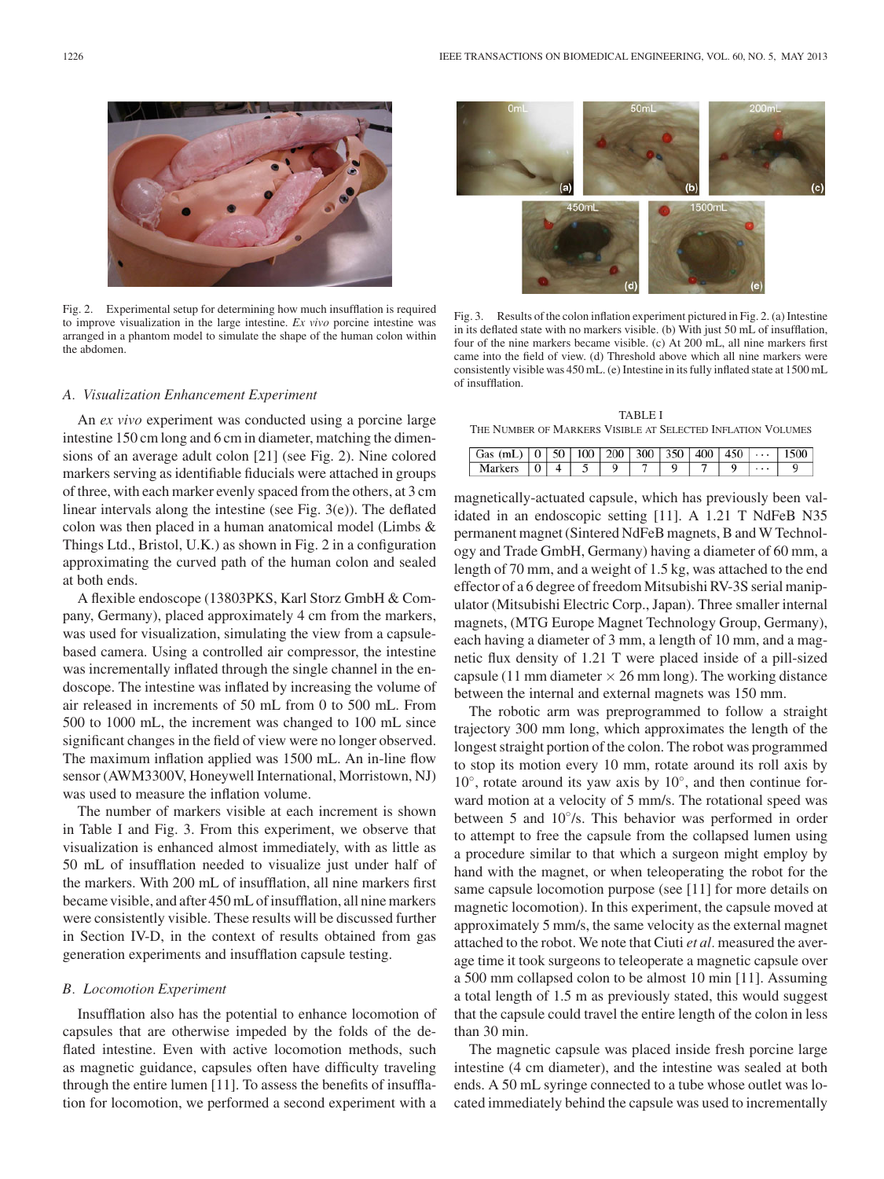Fig. 2. Experimental setup for determining how much insufflation is required to improve visualization in the large intestine. *Ex vivo* porcine intestine was arranged in a phantom model to simulate the shape of the human colon within the abdomen.

### A. Visualization Enhancement Experiment

An *ex vivo* experiment was conducted using a porcine large intestine 150 cm long and 6 cm in diameter, matching the dimensions of an average adult colon [21] (see Fig. 2). Nine colored markers serving as identifiable fiducials were attached in groups of three, with each marker evenly spaced from the others, at 3 cm linear intervals along the intestine (see Fig. 3(e)). The deflated colon was then placed in a human anatomical model (Limbs & Things Ltd., Bristol, U.K.) as shown in Fig. 2 in a configuration approximating the curved path of the human colon and sealed at both ends.

A flexible endoscope (13803PKS, Karl Storz GmbH & Company, Germany), placed approximately 4 cm from the markers, was used for visualization, simulating the view from a capsule-based camera. Using a controlled air compressor, the intestine was incrementally inflated through the single channel in the endoscope. The intestine was inflated by increasing the volume of air released in increments of 50 mL from 0 to 500 mL. From 500 to 1000 mL, the increment was changed to 100 mL since significant changes in the field of view were no longer observed. The maximum inflation applied was 1500 mL. An in-line flow sensor (AWM3300V, Honeywell International, Morristown, NJ) was used to measure the inflation volume.

The number of markers visible at each increment is shown in Table I and Fig. 3. From this experiment, we observe that visualization is enhanced almost immediately, with as little as 50 mL of insufflation needed to visualize just under half of the markers. With 200 mL of insufflation, all nine markers first became visible, and after 450 mL of insufflation, all nine markers were consistently visible. These results will be discussed further in Section IV-D, in the context of results obtained from gas generation experiments and insufflation capsule testing.

### B. Locomotion Experiment

Insufflation also has the potential to enhance locomotion of capsules that are otherwise impeded by the folds of the deflated intestine. Even with active locomotion methods, such as magnetic guidance, capsules often have difficulty traveling through the entire lumen [11]. To assess the benefits of insufflation for locomotion, we performed a second experiment with a magnetically-actuated capsule, which has previously been validated in an endoscopic setting [11]. A 1.21 T NdFeB N35 permanent magnet (Sintered NdFeB magnets, B and W Technology and Trade GmbH, Germany) having a diameter of 60 mm, a length of 70 mm, and a weight of 1.5 kg, was attached to the end effector of a 6 degree of freedom Mitsubishi RV-3S serial manipulator (Mitsubishi Electric Corp., Japan). Three smaller internal magnets, (MTG Europe Magnet Technology Group, Germany), each having a diameter of 3 mm, a length of 10 mm, and a magnetic flux density of 1.21 T were placed inside of a pill-sized capsule (11 mm diameter × 26 mm long). The working distance between the internal and external magnets was 150 mm.

The robotic arm was preprogrammed to follow a straight trajectory 300 mm long, which approximates the length of the longest straight portion of the colon. The robot was programmed to stop its motion every 10 mm, rotate around its roll axis by 10°, rotate around its yaw axis by 10°, and then continue forward motion at a velocity of 5 mm/s. The rotational speed was between 5 and 10°/s. This behavior was performed in order to attempt to free the capsule from the collapsed lumen using a procedure similar to that which a surgeon might employ by hand with the magnet, or when teleoperating the robot for the same capsule locomotion purpose (see [11] for more details on magnetic locomotion). In this experiment, the capsule moved at approximately 5 mm/s, the same velocity as the external magnet attached to the robot. We note that Ciuti *et al.* measured the average time it took surgeons to teleoperate a magnetic capsule over a 500 mm collapsed colon to be almost 10 min [11]. Assuming a total length of 1.5 m as previously stated, this would suggest that the capsule could travel the entire length of the colon in less than 30 min.

The magnetic capsule was placed inside fresh porcine large intestine (4 cm diameter), and the intestine was sealed at both ends. A 50 mL syringe connected to a tube whose outlet was located immediately behind the capsule was used to incrementally

Fig. 3. Results of the colon inflation experiment pictured in Fig. 2. (a) Intestine in its deflated state with no markers visible. (b) With just 50 mL of insufflation, four of the nine markers became visible. (c) At 200 mL, all nine markers first came into the field of view. (d) Threshold above which all nine markers were consistently visible was 450 mL. (e) Intestine in its fully inflated state at 1500 mL of insufflation.

TABLE I
THE NUMBER OF MARKERS VISIBLE AT SELECTED INFLATION VOLUMES

| Gas (mL) | 0 | 50 | 100 | 200 | 300 | 350 | 400 | 450 | ··· | 1500 |
|---|---|---|---|---|---|---|---|---|---|---|
| Markers | 0 | 4 | 5 | 9 | 7 | 9 | 7 | 9 | ··· | 9 |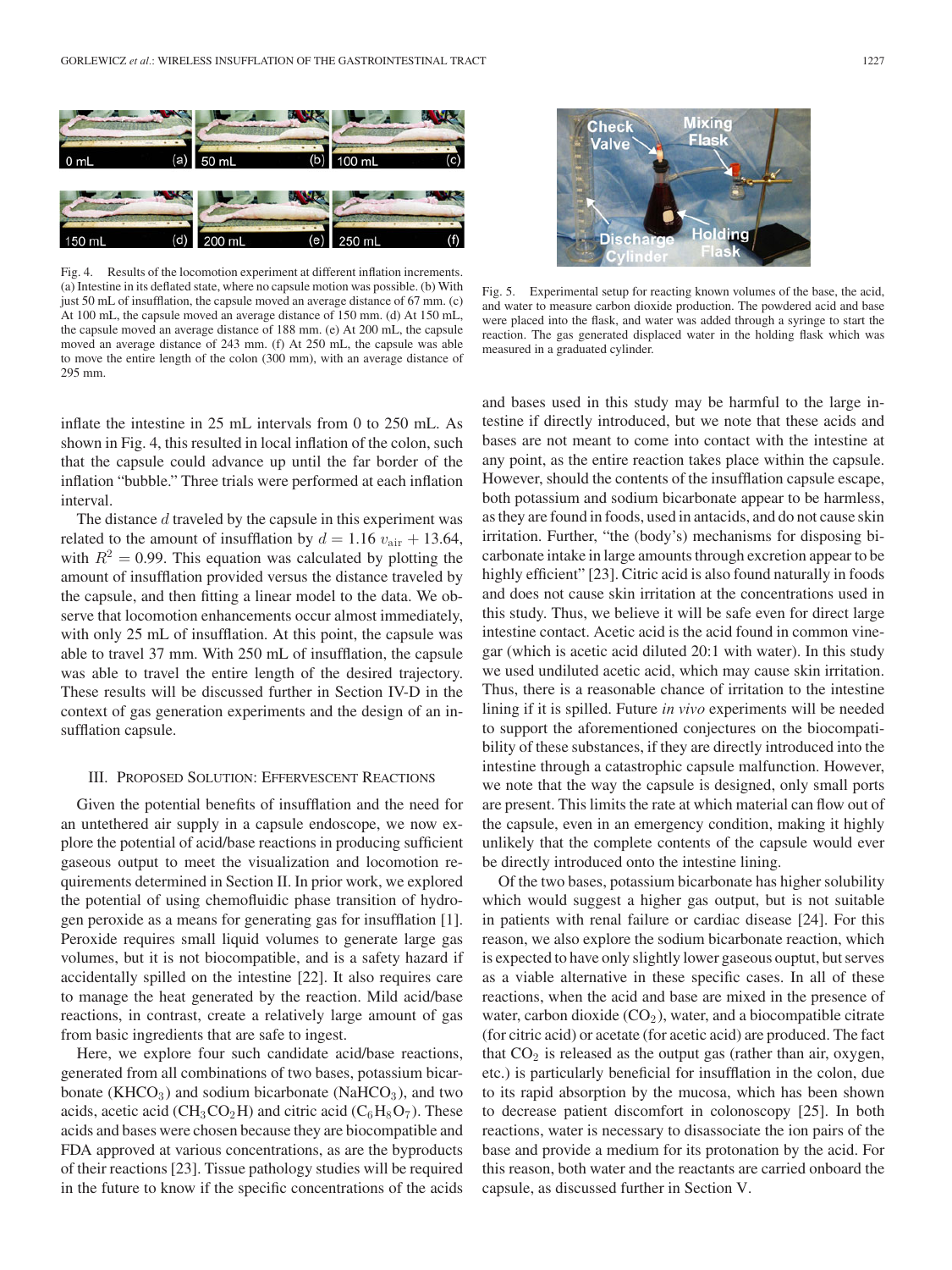Fig. 4. Results of the locomotion experiment at different inflation increments. (a) Intestine in its deflated state, where no capsule motion was possible. (b) With just 50 mL of insufflation, the capsule moved an average distance of 67 mm. (c) At 100 mL, the capsule moved an average distance of 150 mm. (d) At 150 mL, the capsule moved an average distance of 188 mm. (e) At 200 mL, the capsule moved an average distance of 243 mm. (f) At 250 mL, the capsule was able to move the entire length of the colon (300 mm), with an average distance of 295 mm.

inflate the intestine in 25 mL intervals from 0 to 250 mL. As shown in Fig. 4, this resulted in local inflation of the colon, such that the capsule could advance up until the far border of the inflation "bubble." Three trials were performed at each inflation interval.

The distance $d$ traveled by the capsule in this experiment was related to the amount of insufflation by $d = 1.16\ v_{\text{air}} + 13.64$, with $R^2 = 0.99$. This equation was calculated by plotting the amount of insufflation provided versus the distance traveled by the capsule, and then fitting a linear model to the data. We observe that locomotion enhancements occur almost immediately, with only 25 mL of insufflation. At this point, the capsule was able to travel 37 mm. With 250 mL of insufflation, the capsule was able to travel the entire length of the desired trajectory. These results will be discussed further in Section IV-D in the context of gas generation experiments and the design of an insufflation capsule.

## III. Proposed Solution: Effervescent Reactions

Given the potential benefits of insufflation and the need for an untethered air supply in a capsule endoscope, we now explore the potential of acid/base reactions in producing sufficient gaseous output to meet the visualization and locomotion requirements determined in Section II. In prior work, we explored the potential of using chemofluidic phase transition of hydrogen peroxide as a means for generating gas for insufflation [1]. Peroxide requires small liquid volumes to generate large gas volumes, but it is not biocompatible, and is a safety hazard if accidentally spilled on the intestine [22]. It also requires care to manage the heat generated by the reaction. Mild acid/base reactions, in contrast, create a relatively large amount of gas from basic ingredients that are safe to ingest.

Here, we explore four such candidate acid/base reactions, generated from all combinations of two bases, potassium bicarbonate ($KHCO_3$) and sodium bicarbonate ($NaHCO_3$), and two acids, acetic acid ($CH_3CO_2H$) and citric acid ($C_6H_8O_7$). These acids and bases were chosen because they are biocompatible and FDA approved at various concentrations, as are the byproducts of their reactions [23]. Tissue pathology studies will be required in the future to know if the specific concentrations of the acids and bases used in this study may be harmful to the large intestine if directly introduced, but we note that these acids and bases are not meant to come into contact with the intestine at any point, as the entire reaction takes place within the capsule. However, should the contents of the insufflation capsule escape, both potassium and sodium bicarbonate appear to be harmless, as they are found in foods, used in antacids, and do not cause skin irritation. Further, "the (body's) mechanisms for disposing bicarbonate intake in large amounts through excretion appear to be highly efficient" [23]. Citric acid is also found naturally in foods and does not cause skin irritation at the concentrations used in this study. Thus, we believe it will be safe even for direct large intestine contact. Acetic acid is the acid found in common vinegar (which is acetic acid diluted 20:1 with water). In this study we used undiluted acetic acid, which may cause skin irritation. Thus, there is a reasonable chance of irritation to the intestine lining if it is spilled. Future *in vivo* experiments will be needed to support the aforementioned conjectures on the biocompatibility of these substances, if they are directly introduced into the intestine through a catastrophic capsule malfunction. However, we note that the way the capsule is designed, only small ports are present. This limits the rate at which material can flow out of the capsule, even in an emergency condition, making it highly unlikely that the complete contents of the capsule would ever be directly introduced onto the intestine lining.

Of the two bases, potassium bicarbonate has higher solubility which would suggest a higher gas output, but is not suitable in patients with renal failure or cardiac disease [24]. For this reason, we also explore the sodium bicarbonate reaction, which is expected to have only slightly lower gaseous ouptut, but serves as a viable alternative in these specific cases. In all of these reactions, when the acid and base are mixed in the presence of water, carbon dioxide ($CO_2$), water, and a biocompatible citrate (for citric acid) or acetate (for acetic acid) are produced. The fact that $CO_2$ is released as the output gas (rather than air, oxygen, etc.) is particularly beneficial for insufflation in the colon, due to its rapid absorption by the mucosa, which has been shown to decrease patient discomfort in colonoscopy [25]. In both reactions, water is necessary to disassociate the ion pairs of the base and provide a medium for its protonation by the acid. For this reason, both water and the reactants are carried onboard the capsule, as discussed further in Section V.

Fig. 5. Experimental setup for reacting known volumes of the base, the acid, and water to measure carbon dioxide production. The powdered acid and base were placed into the flask, and water was added through a syringe to start the reaction. The gas generated displaced water in the holding flask which was measured in a graduated cylinder.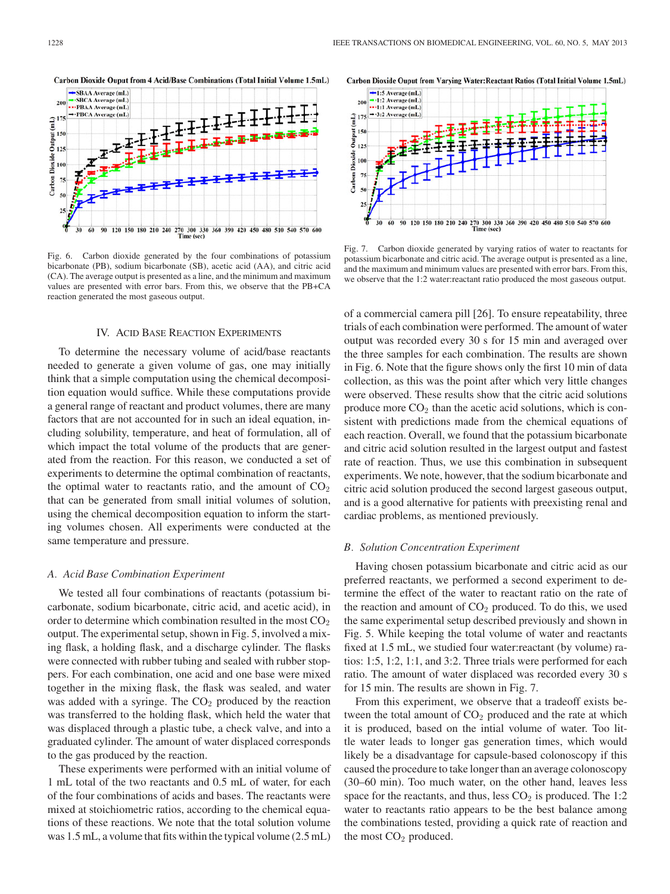Fig. 6. Carbon dioxide generated by the four combinations of potassium bicarbonate (PB), sodium bicarbonate (SB), acetic acid (AA), and citric acid (CA). The average output is presented as a line, and the minimum and maximum values are presented with error bars. From this, we observe that the PB+CA reaction generated the most gaseous output.

Fig. 7. Carbon dioxide generated by varying ratios of water to reactants for potassium bicarbonate and citric acid. The average output is presented as a line, and the maximum and minimum values are presented with error bars. From this, we observe that the 1:2 water:reactant ratio produced the most gaseous output.

## IV. Acid Base Reaction Experiments

To determine the necessary volume of acid/base reactants needed to generate a given volume of gas, one may initially think that a simple computation using the chemical decomposition equation would suffice. While these computations provide a general range of reactant and product volumes, there are many factors that are not accounted for in such an ideal equation, including solubility, temperature, and heat of formulation, all of which impact the total volume of the products that are generated from the reaction. For this reason, we conducted a set of experiments to determine the optimal combination of reactants, the optimal water to reactants ratio, and the amount of $CO_2$ that can be generated from small initial volumes of solution, using the chemical decomposition equation to inform the starting volumes chosen. All experiments were conducted at the same temperature and pressure.

### *A. Acid Base Combination Experiment*

We tested all four combinations of reactants (potassium bicarbonate, sodium bicarbonate, citric acid, and acetic acid), in order to determine which combination resulted in the most $CO_2$ output. The experimental setup, shown in Fig. 5, involved a mixing flask, a holding flask, and a discharge cylinder. The flasks were connected with rubber tubing and sealed with rubber stoppers. For each combination, one acid and one base were mixed together in the mixing flask, the flask was sealed, and water was added with a syringe. The $CO_2$ produced by the reaction was transferred to the holding flask, which held the water that was displaced through a plastic tube, a check valve, and into a graduated cylinder. The amount of water displaced corresponds to the gas produced by the reaction.

These experiments were performed with an initial volume of 1 mL total of the two reactants and 0.5 mL of water, for each of the four combinations of acids and bases. The reactants were mixed at stoichiometric ratios, according to the chemical equations of these reactions. We note that the total solution volume was 1.5 mL, a volume that fits within the typical volume (2.5 mL) of a commercial camera pill [26]. To ensure repeatability, three trials of each combination were performed. The amount of water output was recorded every 30 s for 15 min and averaged over the three samples for each combination. The results are shown in Fig. 6. Note that the figure shows only the first 10 min of data collection, as this was the point after which very little changes were observed. These results show that the citric acid solutions produce more $CO_2$ than the acetic acid solutions, which is consistent with predictions made from the chemical equations of each reaction. Overall, we found that the potassium bicarbonate and citric acid solution resulted in the largest output and fastest rate of reaction. Thus, we use this combination in subsequent experiments. We note, however, that the sodium bicarbonate and citric acid solution produced the second largest gaseous output, and is a good alternative for patients with preexisting renal and cardiac problems, as mentioned previously.

### *B. Solution Concentration Experiment*

Having chosen potassium bicarbonate and citric acid as our preferred reactants, we performed a second experiment to determine the effect of the water to reactant ratio on the rate of the reaction and amount of $CO_2$ produced. To do this, we used the same experimental setup described previously and shown in Fig. 5. While keeping the total volume of water and reactants fixed at 1.5 mL, we studied four water:reactant (by volume) ratios: 1:5, 1:2, 1:1, and 3:2. Three trials were performed for each ratio. The amount of water displaced was recorded every 30 s for 15 min. The results are shown in Fig. 7.

From this experiment, we observe that a tradeoff exists between the total amount of $CO_2$ produced and the rate at which it is produced, based on the intial volume of water. Too little water leads to longer gas generation times, which would likely be a disadvantage for capsule-based colonoscopy if this caused the procedure to take longer than an average colonoscopy (30–60 min). Too much water, on the other hand, leaves less space for the reactants, and thus, less $CO_2$ is produced. The 1:2 water to reactants ratio appears to be the best balance among the combinations tested, providing a quick rate of reaction and the most $CO_2$ produced.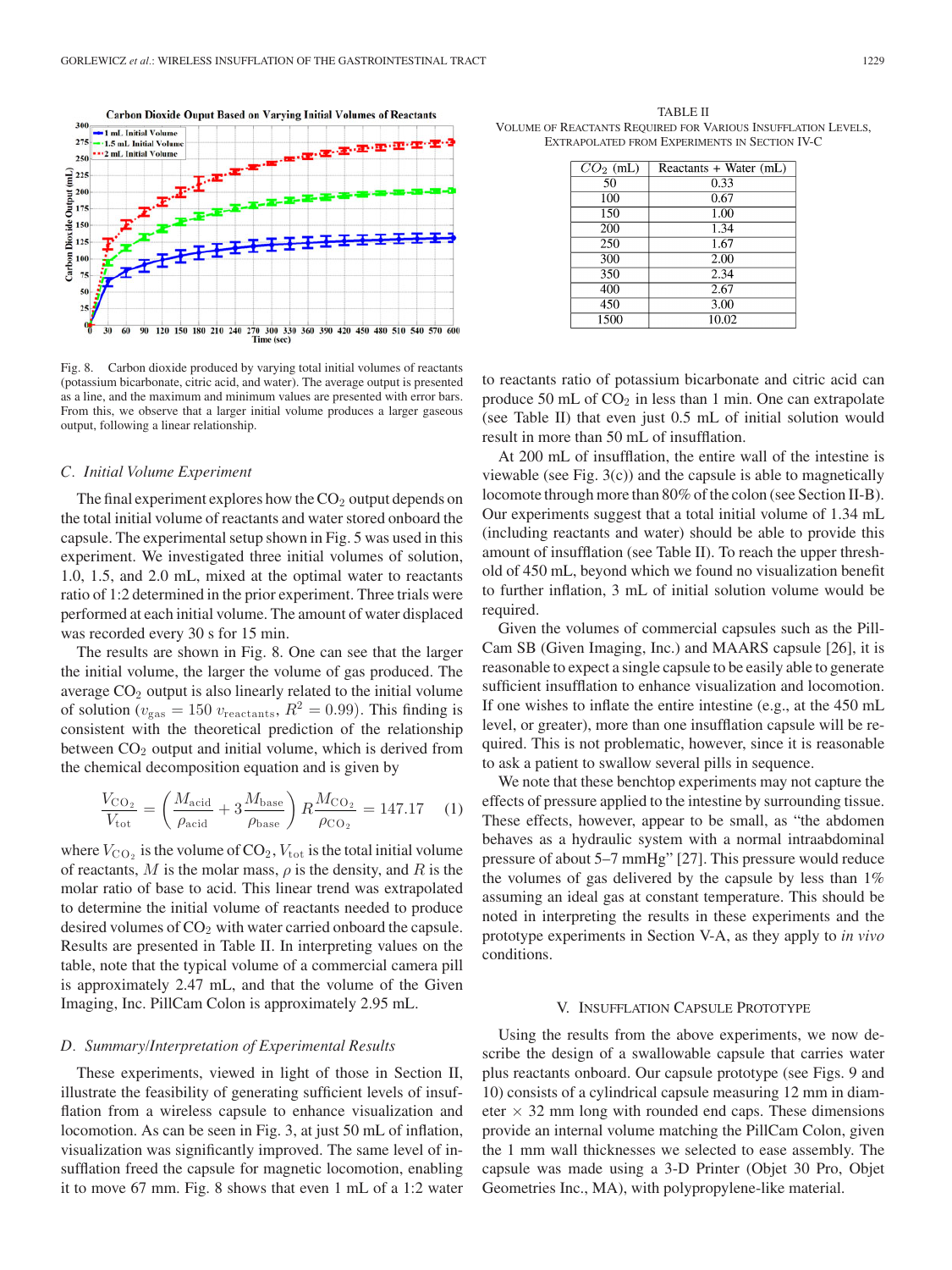Fig. 8. Carbon dioxide produced by varying total initial volumes of reactants (potassium bicarbonate, citric acid, and water). The average output is presented as a line, and the maximum and minimum values are presented with error bars. From this, we observe that a larger initial volume produces a larger gaseous output, following a linear relationship.

### C. Initial Volume Experiment

The final experiment explores how the $CO_2$ output depends on the total initial volume of reactants and water stored onboard the capsule. The experimental setup shown in Fig. 5 was used in this experiment. We investigated three initial volumes of solution, 1.0, 1.5, and 2.0 mL, mixed at the optimal water to reactants ratio of 1:2 determined in the prior experiment. Three trials were performed at each initial volume. The amount of water displaced was recorded every 30 s for 15 min.

The results are shown in Fig. 8. One can see that the larger the initial volume, the larger the volume of gas produced. The average $CO_2$ output is also linearly related to the initial volume of solution ($v_{\text{gas}} = 150\ v_{\text{reactants}}$, $R^2 = 0.99$). This finding is consistent with the theoretical prediction of the relationship between $CO_2$ output and initial volume, which is derived from the chemical decomposition equation and is given by

$$\frac{V_{CO_2}}{V_{\text{tot}}} = \left(\frac{M_{\text{acid}}}{\rho_{\text{acid}}} + 3\frac{M_{\text{base}}}{\rho_{\text{base}}}\right) R \frac{M_{CO_2}}{\rho_{CO_2}} = 147.17 \quad (1)$$

where $V_{CO_2}$ is the volume of $CO_2$, $V_{\text{tot}}$ is the total initial volume of reactants, $M$ is the molar mass, $\rho$ is the density, and $R$ is the molar ratio of base to acid. This linear trend was extrapolated to determine the initial volume of reactants needed to produce desired volumes of $CO_2$ with water carried onboard the capsule. Results are presented in Table II. In interpreting values on the table, note that the typical volume of a commercial camera pill is approximately 2.47 mL, and that the volume of the Given Imaging, Inc. PillCam Colon is approximately 2.95 mL.

### D. Summary/Interpretation of Experimental Results

These experiments, viewed in light of those in Section II, illustrate the feasibility of generating sufficient levels of insufflation from a wireless capsule to enhance visualization and locomotion. As can be seen in Fig. 3, at just 50 mL of inflation, visualization was significantly improved. The same level of insufflation freed the capsule for magnetic locomotion, enabling it to move 67 mm. Fig. 8 shows that even 1 mL of a 1:2 water to reactants ratio of potassium bicarbonate and citric acid can produce 50 mL of $CO_2$ in less than 1 min. One can extrapolate (see Table II) that even just 0.5 mL of initial solution would result in more than 50 mL of insufflation.

TABLE II
VOLUME OF REACTANTS REQUIRED FOR VARIOUS INSUFFLATION LEVELS, EXTRAPOLATED FROM EXPERIMENTS IN SECTION IV-C

| $CO_2$ (mL) | Reactants + Water (mL) |
|---|---|
| 50 | 0.33 |
| 100 | 0.67 |
| 150 | 1.00 |
| 200 | 1.34 |
| 250 | 1.67 |
| 300 | 2.00 |
| 350 | 2.34 |
| 400 | 2.67 |
| 450 | 3.00 |
| 1500 | 10.02 |

At 200 mL of insufflation, the entire wall of the intestine is viewable (see Fig. 3(c)) and the capsule is able to magnetically locomote through more than 80% of the colon (see Section II-B). Our experiments suggest that a total initial volume of 1.34 mL (including reactants and water) should be able to provide this amount of insufflation (see Table II). To reach the upper threshold of 450 mL, beyond which we found no visualization benefit to further inflation, 3 mL of initial solution volume would be required.

Given the volumes of commercial capsules such as the PillCam SB (Given Imaging, Inc.) and MAARS capsule [26], it is reasonable to expect a single capsule to be easily able to generate sufficient insufflation to enhance visualization and locomotion. If one wishes to inflate the entire intestine (e.g., at the 450 mL level, or greater), more than one insufflation capsule will be required. This is not problematic, however, since it is reasonable to ask a patient to swallow several pills in sequence.

We note that these benchtop experiments may not capture the effects of pressure applied to the intestine by surrounding tissue. These effects, however, appear to be small, as "the abdomen behaves as a hydraulic system with a normal intraabdominal pressure of about 5–7 mmHg" [27]. This pressure would reduce the volumes of gas delivered by the capsule by less than 1% assuming an ideal gas at constant temperature. This should be noted in interpreting the results in these experiments and the prototype experiments in Section V-A, as they apply to *in vivo* conditions.

## V. Insufflation Capsule Prototype

Using the results from the above experiments, we now describe the design of a swallowable capsule that carries water plus reactants onboard. Our capsule prototype (see Figs. 9 and 10) consists of a cylindrical capsule measuring 12 mm in diameter × 32 mm long with rounded end caps. These dimensions provide an internal volume matching the PillCam Colon, given the 1 mm wall thicknesses we selected to ease assembly. The capsule was made using a 3-D Printer (Objet 30 Pro, Objet Geometries Inc., MA), with polypropylene-like material.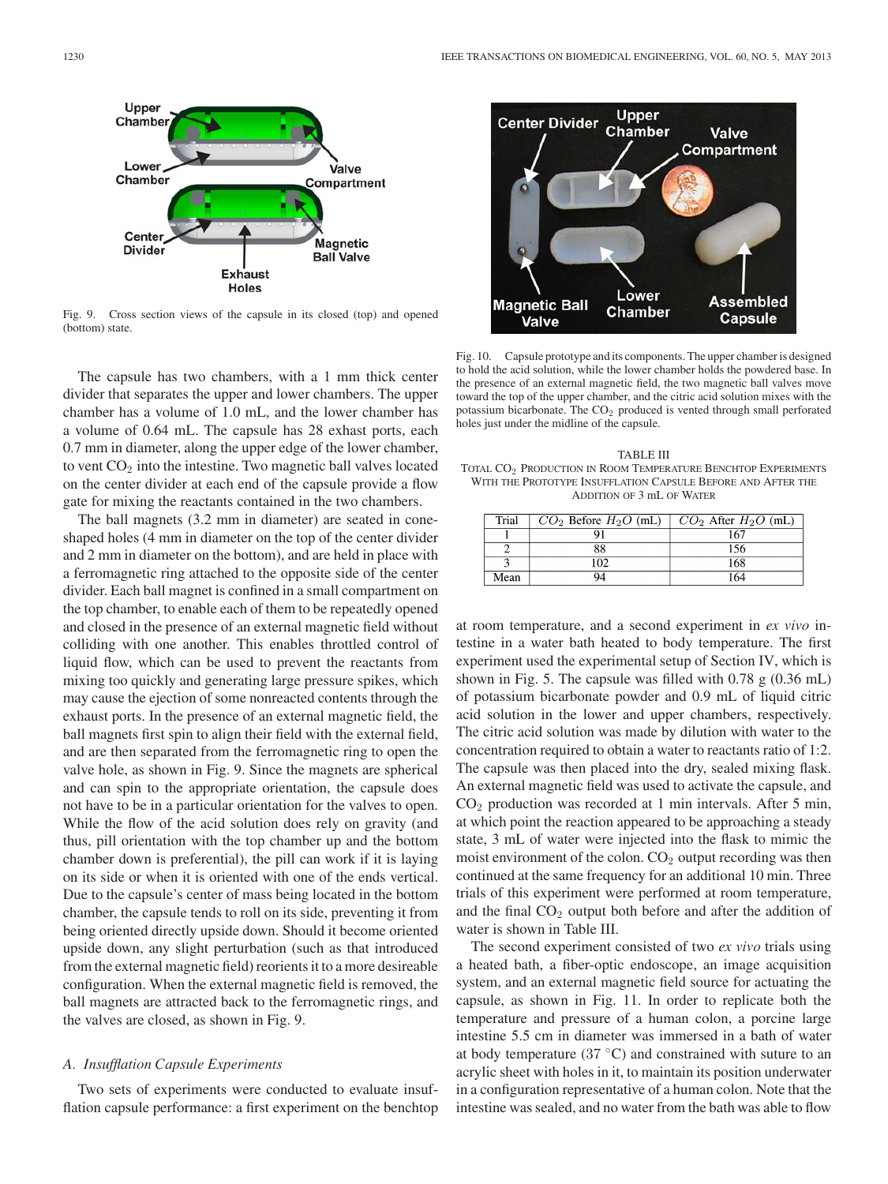Fig. 9. Cross section views of the capsule in its closed (top) and opened (bottom) state.

The capsule has two chambers, with a 1 mm thick center divider that separates the upper and lower chambers. The upper chamber has a volume of 1.0 mL, and the lower chamber has a volume of 0.64 mL. The capsule has 28 exhaust ports, each 0.7 mm in diameter, along the upper edge of the lower chamber, to vent $CO_2$ into the intestine. Two magnetic ball valves located on the center divider at each end of the capsule provide a flow gate for mixing the reactants contained in the two chambers.

The ball magnets (3.2 mm in diameter) are seated in cone-shaped holes (4 mm in diameter on the top of the center divider and 2 mm in diameter on the bottom), and are held in place with a ferromagnetic ring attached to the opposite side of the center divider. Each ball magnet is confined in a small compartment on the top chamber, to enable each of them to be repeatedly opened and closed in the presence of an external magnetic field without colliding with one another. This enables throttled control of liquid flow, which can be used to prevent the reactants from mixing too quickly and generating large pressure spikes, which may cause the ejection of some nonreacted contents through the exhaust ports. In the presence of an external magnetic field, the ball magnets first spin to align their field with the external field, and are then separated from the ferromagnetic ring to open the valve hole, as shown in Fig. 9. Since the magnets are spherical and can spin to the appropriate orientation, the capsule does not have to be in a particular orientation for the valves to open. While the flow of the acid solution does rely on gravity (and thus, pill orientation with the top chamber up and the bottom chamber down is preferential), the pill can work if it is laying on its side or when it is oriented with one of the ends vertical. Due to the capsule's center of mass being located in the bottom chamber, the capsule tends to roll on its side, preventing it from being oriented directly upside down. Should it become oriented upside down, any slight perturbation (such as that introduced from the external magnetic field) reorients it to a more desireable configuration. When the external magnetic field is removed, the ball magnets are attracted back to the ferromagnetic rings, and the valves are closed, as shown in Fig. 9.

### A. Insufflation Capsule Experiments

Two sets of experiments were conducted to evaluate insufflation capsule performance: a first experiment on the benchtop at room temperature, and a second experiment in *ex vivo* intestine in a water bath heated to body temperature. The first experiment used the experimental setup of Section IV, which is shown in Fig. 5. The capsule was filled with 0.78 g (0.36 mL) of potassium bicarbonate powder and 0.9 mL of liquid citric acid solution in the lower and upper chambers, respectively. The citric acid solution was made by dilution with water to the concentration required to obtain a water to reactants ratio of 1:2. The capsule was then placed into the dry, sealed mixing flask. An external magnetic field was used to activate the capsule, and $CO_2$ production was recorded at 1 min intervals. After 5 min, at which point the reaction appeared to be approaching a steady state, 3 mL of water were injected into the flask to mimic the moist environment of the colon. $CO_2$ output recording was then continued at the same frequency for an additional 10 min. Three trials of this experiment were performed at room temperature, and the final $CO_2$ output both before and after the addition of water is shown in Table III.

The second experiment consisted of two *ex vivo* trials using a heated bath, a fiber-optic endoscope, an image acquisition system, and an external magnetic field source for actuating the capsule, as shown in Fig. 11. In order to replicate both the temperature and pressure of a human colon, a porcine large intestine 5.5 cm in diameter was immersed in a bath of water at body temperature (37 °C) and constrained with suture to an acrylic sheet with holes in it, to maintain its position underwater in a configuration representative of a human colon. Note that the intestine was sealed, and no water from the bath was able to flow

Fig. 10. Capsule prototype and its components. The upper chamber is designed to hold the acid solution, while the lower chamber holds the powdered base. In the presence of an external magnetic field, the two magnetic ball valves move toward the top of the upper chamber, and the citric acid solution mixes with the potassium bicarbonate. The $CO_2$ produced is vented through small perforated holes just under the midline of the capsule.

TABLE III
TOTAL $CO_2$ PRODUCTION IN ROOM TEMPERATURE BENCHTOP EXPERIMENTS WITH THE PROTOTYPE INSUFFLATION CAPSULE BEFORE AND AFTER THE ADDITION OF 3 mL OF WATER

| Trial | $CO_2$ Before $H_2O$ (mL) | $CO_2$ After $H_2O$ (mL) |
|---|---|---|
| 1 | 91 | 167 |
| 2 | 88 | 156 |
| 3 | 102 | 168 |
| Mean | 94 | 164 |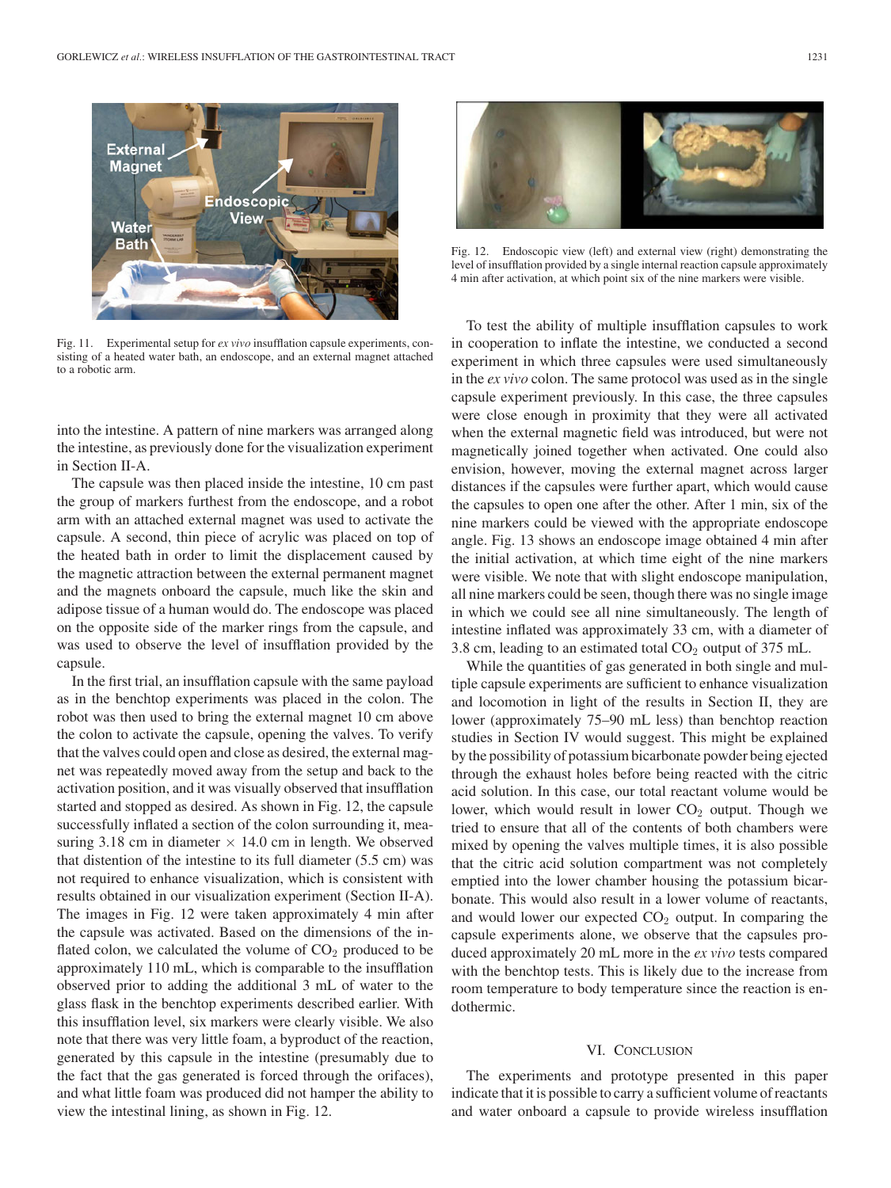Fig. 11. Experimental setup for *ex vivo* insufflation capsule experiments, consisting of a heated water bath, an endoscope, and an external magnet attached to a robotic arm.

into the intestine. A pattern of nine markers was arranged along the intestine, as previously done for the visualization experiment in Section II-A.

The capsule was then placed inside the intestine, 10 cm past the group of markers furthest from the endoscope, and a robot arm with an attached external magnet was used to activate the capsule. A second, thin piece of acrylic was placed on top of the heated bath in order to limit the displacement caused by the magnetic attraction between the external permanent magnet and the magnets onboard the capsule, much like the skin and adipose tissue of a human would do. The endoscope was placed on the opposite side of the marker rings from the capsule, and was used to observe the level of insufflation provided by the capsule.

In the first trial, an insufflation capsule with the same payload as in the benchtop experiments was placed in the colon. The robot was then used to bring the external magnet 10 cm above the colon to activate the capsule, opening the valves. To verify that the valves could open and close as desired, the external magnet was repeatedly moved away from the setup and back to the activation position, and it was visually observed that insufflation started and stopped as desired. As shown in Fig. 12, the capsule successfully inflated a section of the colon surrounding it, measuring 3.18 cm in diameter × 14.0 cm in length. We observed that distention of the intestine to its full diameter (5.5 cm) was not required to enhance visualization, which is consistent with results obtained in our visualization experiment (Section II-A). The images in Fig. 12 were taken approximately 4 min after the capsule was activated. Based on the dimensions of the inflated colon, we calculated the volume of $CO_2$ produced to be approximately 110 mL, which is comparable to the insufflation observed prior to adding the additional 3 mL of water to the glass flask in the benchtop experiments described earlier. With this insufflation level, six markers were clearly visible. We also note that there was very little foam, a byproduct of the reaction, generated by this capsule in the intestine (presumably due to the fact that the gas generated is forced through the orifaces), and what little foam was produced did not hamper the ability to view the intestinal lining, as shown in Fig. 12.

Fig. 12. Endoscopic view (left) and external view (right) demonstrating the level of insufflation provided by a single internal reaction capsule approximately 4 min after activation, at which point six of the nine markers were visible.

To test the ability of multiple insufflation capsules to work in cooperation to inflate the intestine, we conducted a second experiment in which three capsules were used simultaneously in the *ex vivo* colon. The same protocol was used as in the single capsule experiment previously. In this case, the three capsules were close enough in proximity that they were all activated when the external magnetic field was introduced, but were not magnetically joined together when activated. One could also envision, however, moving the external magnet across larger distances if the capsules were further apart, which would cause the capsules to open one after the other. After 1 min, six of the nine markers could be viewed with the appropriate endoscope angle. Fig. 13 shows an endoscope image obtained 4 min after the initial activation, at which time eight of the nine markers were visible. We note that with slight endoscope manipulation, all nine markers could be seen, though there was no single image in which we could see all nine simultaneously. The length of intestine inflated was approximately 33 cm, with a diameter of 3.8 cm, leading to an estimated total $CO_2$ output of 375 mL.

While the quantities of gas generated in both single and multiple capsule experiments are sufficient to enhance visualization and locomotion in light of the results in Section II, they are lower (approximately 75–90 mL less) than benchtop reaction studies in Section IV would suggest. This might be explained by the possibility of potassium bicarbonate powder being ejected through the exhaust holes before being reacted with the citric acid solution. In this case, our total reactant volume would be lower, which would result in lower $CO_2$ output. Though we tried to ensure that all of the contents of both chambers were mixed by opening the valves multiple times, it is also possible that the citric acid solution compartment was not completely emptied into the lower chamber housing the potassium bicarbonate. This would also result in a lower volume of reactants, and would lower our expected $CO_2$ output. In comparing the capsule experiments alone, we observe that the capsules produced approximately 20 mL more in the *ex vivo* tests compared with the benchtop tests. This is likely due to the increase from room temperature to body temperature since the reaction is endothermic.

## VI. Conclusion

The experiments and prototype presented in this paper indicate that it is possible to carry a sufficient volume of reactants and water onboard a capsule to provide wireless insufflation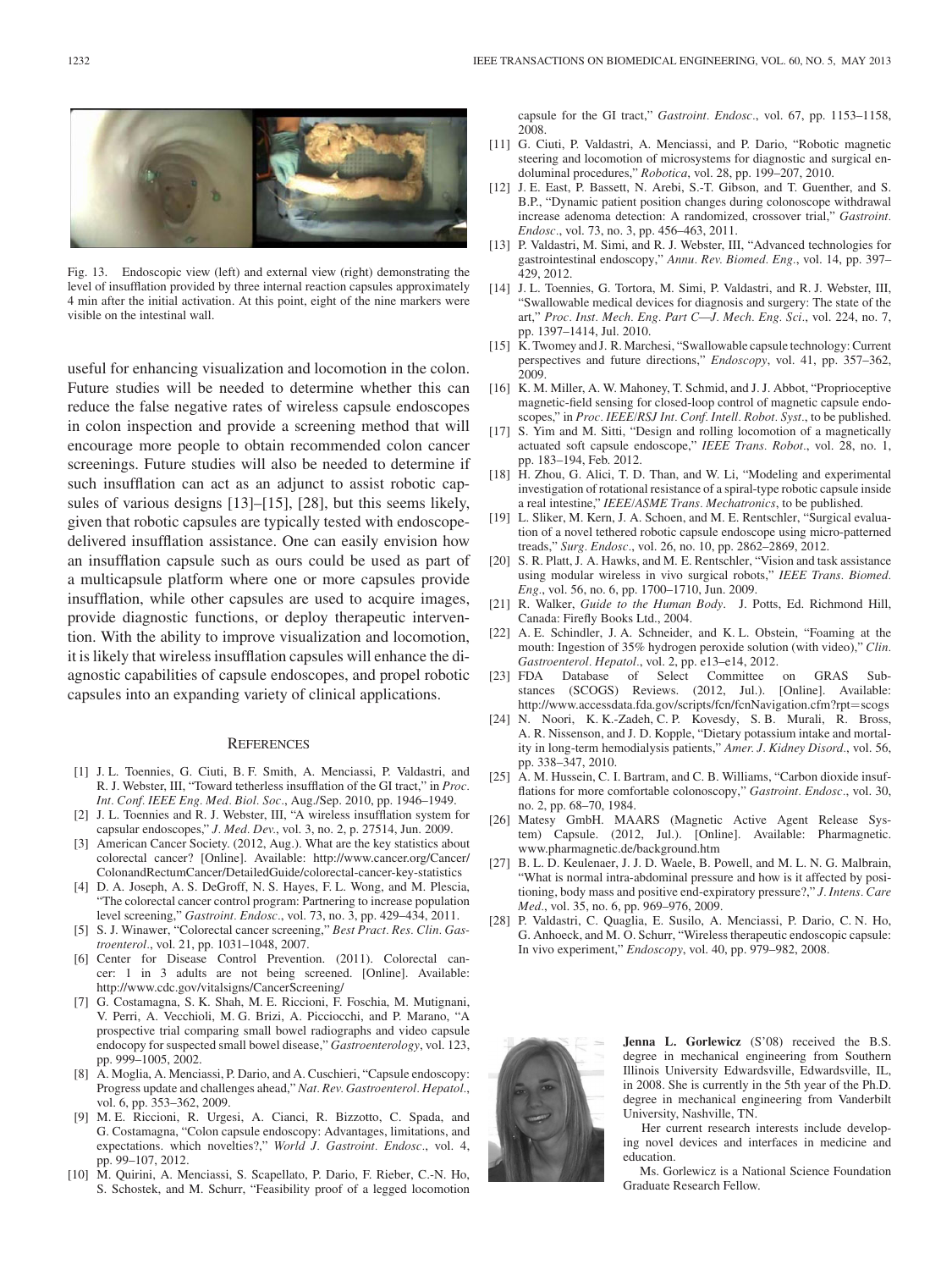Fig. 13. Endoscopic view (left) and external view (right) demonstrating the level of insufflation provided by three internal reaction capsules approximately 4 min after the initial activation. At this point, eight of the nine markers were visible on the intestinal wall.

useful for enhancing visualization and locomotion in the colon. Future studies will be needed to determine whether this can reduce the false negative rates of wireless capsule endoscopes in colon inspection and provide a screening method that will encourage more people to obtain recommended colon cancer screenings. Future studies will also be needed to determine if such insufflation can act as an adjunct to assist robotic capsules of various designs [13]–[15], [28], but this seems likely, given that robotic capsules are typically tested with endoscope-delivered insufflation assistance. One can easily envision how an insufflation capsule such as ours could be used as part of a multicapsule platform where one or more capsules provide insufflation, while other capsules are used to acquire images, provide diagnostic functions, or deploy therapeutic intervention. With the ability to improve visualization and locomotion, it is likely that wireless insufflation capsules will enhance the diagnostic capabilities of capsule endoscopes, and propel robotic capsules into an expanding variety of clinical applications.

## References

[1] J. L. Toennies, G. Ciuti, B. F. Smith, A. Menciassi, P. Valdastri, and R. J. Webster, III, "Toward tetherless insufflation of the GI tract," in *Proc. Int. Conf. IEEE Eng. Med. Biol. Soc.*, Aug./Sep. 2010, pp. 1946–1949.

[2] J. L. Toennies and R. J. Webster, III, "A wireless insufflation system for capsular endoscopes," *J. Med. Dev.*, vol. 3, no. 2, p. 27514, Jun. 2009.

[3] American Cancer Society. (2012, Aug.). What are the key statistics about colorectal cancer? [Online]. Available: http://www.cancer.org/Cancer/ColonandRectumCancer/DetailedGuide/colorectal-cancer-key-statistics

[4] D. A. Joseph, A. S. DeGroff, N. S. Hayes, F. L. Wong, and M. Plescia, "The colorectal cancer control program: Partnering to increase population level screening," *Gastroint. Endosc.*, vol. 73, no. 3, pp. 429–434, 2011.

[5] S. J. Winawer, "Colorectal cancer screening," *Best Pract. Res. Clin. Gastroenterol.*, vol. 21, pp. 1031–1048, 2007.

[6] Center for Disease Control Prevention. (2011). Colorectal cancer: 1 in 3 adults are not being screened. [Online]. Available: http://www.cdc.gov/vitalsigns/CancerScreening/

[7] G. Costamagna, S. K. Shah, M. E. Riccioni, F. Foschia, M. Mutignani, V. Perri, A. Vecchioli, M. G. Brizi, A. Picciocchi, and P. Marano, "A prospective trial comparing small bowel radiographs and video capsule endocopy for suspected small bowel disease," *Gastroenterology*, vol. 123, pp. 999–1005, 2002.

[8] A. Moglia, A. Menciassi, P. Dario, and A. Cuschieri, "Capsule endoscopy: Progress update and challenges ahead," *Nat. Rev. Gastroenterol. Hepatol.*, vol. 6, pp. 353–362, 2009.

[9] M. E. Riccioni, R. Urgesi, A. Cianci, R. Bizzotto, C. Spada, and G. Costamagna, "Colon capsule endoscopy: Advantages, limitations, and expectations. which novelties?," *World J. Gastroint. Endosc.*, vol. 4, pp. 99–107, 2012.

[10] M. Quirini, A. Menciassi, S. Scapellato, P. Dario, F. Rieber, C.-N. Ho, S. Schostek, and M. Schurr, "Feasibility proof of a legged locomotion capsule for the GI tract," *Gastroint. Endosc.*, vol. 67, pp. 1153–1158, 2008.

[11] G. Ciuti, P. Valdastri, A. Menciassi, and P. Dario, "Robotic magnetic steering and locomotion of microsystems for diagnostic and surgical endoluminal procedures," *Robotica*, vol. 28, pp. 199–207, 2010.

[12] J. E. East, P. Bassett, N. Arebi, S.-T. Gibson, and T. Guenther, and S. B.P., "Dynamic patient position changes during colonoscope withdrawal increase adenoma detection: A randomized, crossover trial," *Gastroint. Endosc.*, vol. 73, no. 3, pp. 456–463, 2011.

[13] P. Valdastri, M. Simi, and R. J. Webster, III, "Advanced technologies for gastrointestinal endoscopy," *Annu. Rev. Biomed. Eng.*, vol. 14, pp. 397–429, 2012.

[14] J. L. Toennies, G. Tortora, M. Simi, P. Valdastri, and R. J. Webster, III, "Swallowable medical devices for diagnosis and surgery: The state of the art," *Proc. Inst. Mech. Eng. Part C—J. Mech. Eng. Sci.*, vol. 224, no. 7, pp. 1397–1414, Jul. 2010.

[15] K. Twomey and J. R. Marchesi, "Swallowable capsule technology: Current perspectives and future directions," *Endoscopy*, vol. 41, pp. 357–362, 2009.

[16] K. M. Miller, A. W. Mahoney, T. Schmid, and J. J. Abbot, "Proprioceptive magnetic-field sensing for closed-loop control of magnetic capsule endoscopes," in *Proc. IEEE/RSJ Int. Conf. Intell. Robot. Syst.*, to be published.

[17] S. Yim and M. Sitti, "Design and rolling locomotion of a magnetically actuated soft capsule endoscope," *IEEE Trans. Robot.*, vol. 28, no. 1, pp. 183–194, Feb. 2012.

[18] H. Zhou, G. Alici, T. D. Than, and W. Li, "Modeling and experimental investigation of rotational resistance of a spiral-type robotic capsule inside a real intestine," *IEEE/ASME Trans. Mechatronics*, to be published.

[19] L. Sliker, M. Kern, J. A. Schoen, and M. E. Rentschler, "Surgical evaluation of a novel tethered robotic capsule endoscope using micro-patterned treads," *Surg. Endosc.*, vol. 26, no. 10, pp. 2862–2869, 2012.

[20] S. R. Platt, J. A. Hawks, and M. E. Rentschler, "Vision and task assistance using modular wireless in vivo surgical robots," *IEEE Trans. Biomed. Eng.*, vol. 56, no. 6, pp. 1700–1710, Jun. 2009.

[21] R. Walker, *Guide to the Human Body*. J. Potts, Ed. Richmond Hill, Canada: Firefly Books Ltd., 2004.

[22] A. E. Schindler, J. A. Schneider, and K. L. Obstein, "Foaming at the mouth: Ingestion of 35% hydrogen peroxide solution (with video)," *Clin. Gastroenterol. Hepatol.*, vol. 2, pp. e13–e14, 2012.

[23] FDA Database of Select Committee on GRAS Substances (SCOGS) Reviews. (2012, Jul.). [Online]. Available: http://www.accessdata.fda.gov/scripts/fcn/fcnNavigation.cfm?rpt=scogs

[24] N. Noori, K. K.-Zadeh, C. P. Kovesdy, S. B. Murali, R. Bross, A. R. Nissenson, and J. D. Kopple, "Dietary potassium intake and mortality in long-term hemodialysis patients," *Amer. J. Kidney Disord.*, vol. 56, pp. 338–347, 2010.

[25] A. M. Hussein, C. I. Bartram, and C. B. Williams, "Carbon dioxide insufflations for more comfortable colonoscopy," *Gastroint. Endosc.*, vol. 30, no. 2, pp. 68–70, 1984.

[26] Matesy GmbH. MAARS (Magnetic Active Agent Release System) Capsule. (2012, Jul.). [Online]. Available: Pharmagnetic. www.pharmagnetic.de/background.htm

[27] B. L. D. Keulenaer, J. J. D. Waele, B. Powell, and M. L. N. G. Malbrain, "What is normal intra-abdominal pressure and how is it affected by positioning, body mass and positive end-expiratory pressure?," *J. Intens. Care Med.*, vol. 35, no. 6, pp. 969–976, 2009.

[28] P. Valdastri, C. Quaglia, E. Susilo, A. Menciassi, P. Dario, C. N. Ho, G. Anhoeck, and M. O. Schurr, "Wireless therapeutic endoscopic capsule: In vivo experiment," *Endoscopy*, vol. 40, pp. 979–982, 2008.

**Jenna L. Gorlewicz** (S'08) received the B.S. degree in mechanical engineering from Southern Illinois University Edwardsville, Edwardsville, IL, in 2008. She is currently in the 5th year of the Ph.D. degree in mechanical engineering from Vanderbilt University, Nashville, TN.

Her current research interests include developing novel devices and interfaces in medicine and education.

Ms. Gorlewicz is a National Science Foundation Graduate Research Fellow.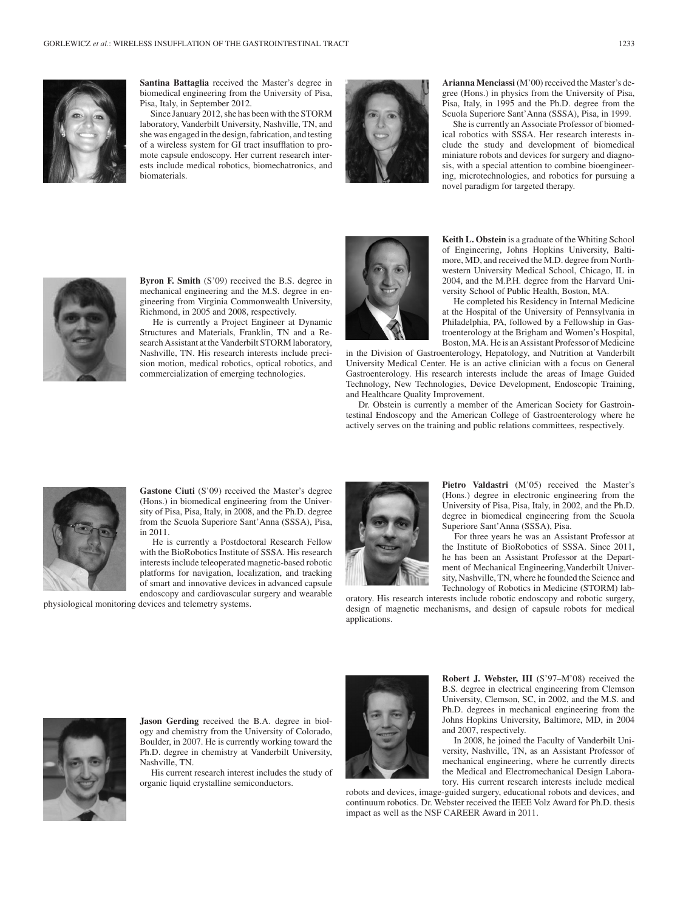**Santina Battaglia** received the Master's degree in biomedical engineering from the University of Pisa, Pisa, Italy, in September 2012.

Since January 2012, she has been with the STORM laboratory, Vanderbilt University, Nashville, TN, and she was engaged in the design, fabrication, and testing of a wireless system for GI tract insufflation to promote capsule endoscopy. Her current research interests include medical robotics, biomechatronics, and biomaterials.

**Byron F. Smith** (S'09) received the B.S. degree in mechanical engineering and the M.S. degree in engineering from Virginia Commonwealth University, Richmond, in 2005 and 2008, respectively.

He is currently a Project Engineer at Dynamic Structures and Materials, Franklin, TN and a Research Assistant at the Vanderbilt STORM laboratory, Nashville, TN. His research interests include precision motion, medical robotics, optical robotics, and commercialization of emerging technologies.

**Gastone Ciuti** (S'09) received the Master's degree (Hons.) in biomedical engineering from the University of Pisa, Pisa, Italy, in 2008, and the Ph.D. degree from the Scuola Superiore Sant'Anna (SSSA), Pisa, in 2011.

He is currently a Postdoctoral Research Fellow with the BioRobotics Institute of SSSA. His research interests include teleoperated magnetic-based robotic platforms for navigation, localization, and tracking of smart and innovative devices in advanced capsule endoscopy and cardiovascular surgery and wearable physiological monitoring devices and telemetry systems.

**Jason Gerding** received the B.A. degree in biology and chemistry from the University of Colorado, Boulder, in 2007. He is currently working toward the Ph.D. degree in chemistry at Vanderbilt University, Nashville, TN.

His current research interest includes the study of organic liquid crystalline semiconductors.

**Arianna Menciassi** (M'00) received the Master's degree (Hons.) in physics from the University of Pisa, Pisa, Italy, in 1995 and the Ph.D. degree from the Scuola Superiore Sant'Anna (SSSA), Pisa, in 1999.

She is currently an Associate Professor of biomedical robotics with SSSA. Her research interests include the study and development of biomedical miniature robots and devices for surgery and diagnosis, with a special attention to combine bioengineering, microtechnologies, and robotics for pursuing a novel paradigm for targeted therapy.

**Keith L. Obstein** is a graduate of the Whiting School of Engineering, Johns Hopkins University, Baltimore, MD, and received the M.D. degree from Northwestern University Medical School, Chicago, IL in 2004, and the M.P.H. degree from the Harvard University School of Public Health, Boston, MA.

He completed his Residency in Internal Medicine at the Hospital of the University of Pennsylvania in Philadelphia, PA, followed by a Fellowship in Gastroenterology at the Brigham and Women's Hospital, Boston, MA. He is an Assistant Professor of Medicine in the Division of Gastroenterology, Hepatology, and Nutrition at Vanderbilt University Medical Center. He is an active clinician with a focus on General Gastroenterology. His research interests include the areas of Image Guided Technology, New Technologies, Device Development, Endoscopic Training, and Healthcare Quality Improvement.

Dr. Obstein is currently a member of the American Society for Gastrointestinal Endoscopy and the American College of Gastroenterology where he actively serves on the training and public relations committees, respectively.

**Pietro Valdastri** (M'05) received the Master's (Hons.) degree in electronic engineering from the University of Pisa, Pisa, Italy, in 2002, and the Ph.D. degree in biomedical engineering from the Scuola Superiore Sant'Anna (SSSA), Pisa.

For three years he was an Assistant Professor at the Institute of BioRobotics of SSSA. Since 2011, he has been an Assistant Professor at the Department of Mechanical Engineering, Vanderbilt University, Nashville, TN, where he founded the Science and Technology of Robotics in Medicine (STORM) laboratory. His research interests include robotic endoscopy and robotic surgery, design of magnetic mechanisms, and design of capsule robots for medical applications.

**Robert J. Webster, III** (S'97–M'08) received the B.S. degree in electrical engineering from Clemson University, Clemson, SC, in 2002, and the M.S. and Ph.D. degrees in mechanical engineering from the Johns Hopkins University, Baltimore, MD, in 2004 and 2007, respectively.

In 2008, he joined the Faculty of Vanderbilt University, Nashville, TN, as an Assistant Professor of mechanical engineering, where he currently directs the Medical and Electromechanical Design Laboratory. His current research interests include medical robots and devices, image-guided surgery, educational robots and devices, and continuum robotics. Dr. Webster received the IEEE Volz Award for Ph.D. thesis impact as well as the NSF CAREER Award in 2011.